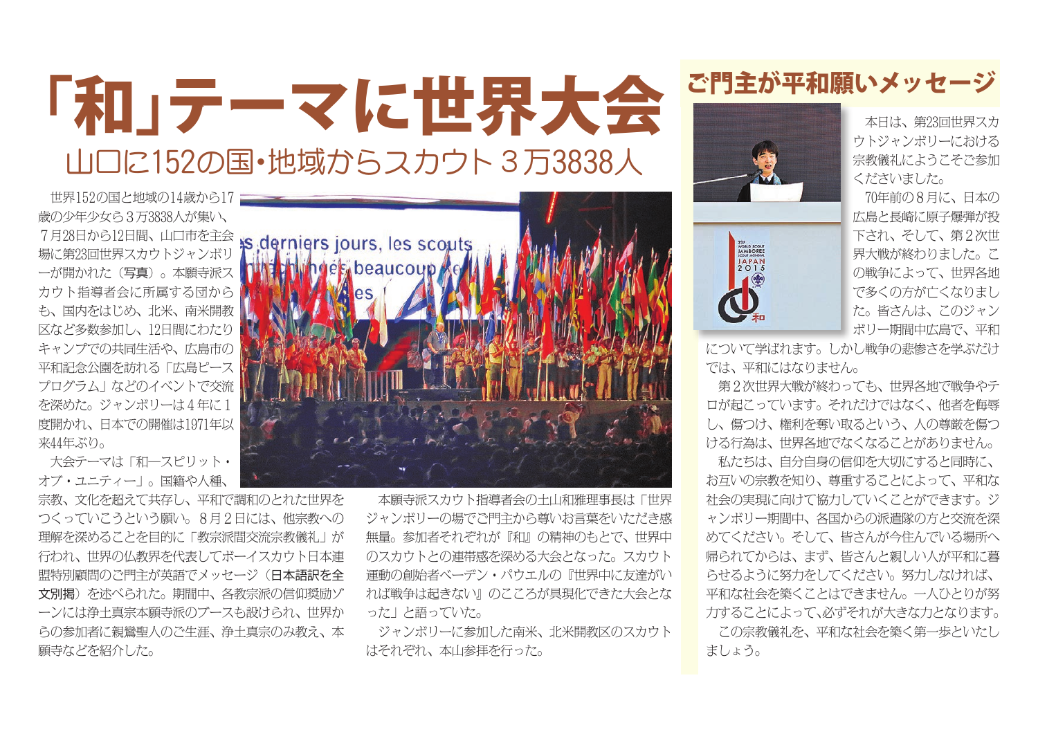# 「和」テーマに世界大会

## 山口に152の国・地域からスカウト３万3838人

世界152の国と地域の14歳から17歳の少年少女ら３万3838人が集い、７月28日から12日間、山口市を主会場に第23回世界スカウトジャンボリーが開かれた（写真）。本願寺派スカウト指導者会に所属する団からも、国内をはじめ、北米、南米開教区など多数参加し、12日間にわたりキャンプでの共同生活や、広島市の平和記念公園を訪れる「広島ピースプログラム」などのイベントで交流を深めた。ジャンボリーは４年に１度開かれ、日本での開催は1971年以来44年ぶり。

大会テーマは「和―スピリット・オブ・ユニティー」。国籍や人種、宗教、文化を超えて共存し、平和で調和のとれた世界をつくっていこうという願い。８月２日には、他宗教への理解を深めることを目的に「教宗派間交流宗教儀礼」が行われ、世界の仏教界を代表してボーイスカウト日本連盟特別顧問のご門主が英語でメッセージ（**日本語訳を全文別掲**）を述べられた。期間中、各教宗派の信仰奨励ゾーンには浄土真宗本願寺派のブースも設けられ、世界からの参加者に親鸞聖人のご生涯、浄土真宗のみ教え、本願寺などを紹介した。

本願寺派スカウト指導者会の土山和雅理事長は「世界ジャンボリーの場でご門主から尊いお言葉をいただき感無量。参加者それぞれが『和』の精神のもとで、世界中のスカウトとの連帯感を深める大会となった。スカウト運動の創始者ベーデン・パウエルの『世界中に友達がいれば戦争は起きない』のこころが具現化できた大会となった」と語っていた。

ジャンボリーに参加した南米、北米開教区のスカウトはそれぞれ、本山参拝を行った。

## ご門主が平和願いメッセージ

本日は、第23回世界スカウトジャンボリーにおける宗教儀礼にようこそご参加くださいました。

70年前の８月に、日本の広島と長崎に原子爆弾が投下され、そして、第２次世界大戦が終わりました。この戦争によって、世界各地で多くの方が亡くなりました。皆さんは、このジャンボリー期間中広島で、平和について学ばれます。しかし戦争の悲惨さを学ぶだけでは、平和にはなりません。

第２次世界大戦が終わっても、世界各地で戦争やテロが起こっています。それだけではなく、他者を侮辱し、傷つけ、権利を奪い取るという、人の尊厳を傷つける行為は、世界各地でなくなることがありません。

私たちは、自分自身の信仰を大切にすると同時に、お互いの宗教を知り、尊重することによって、平和な社会の実現に向けて協力していくことができます。ジャンボリー期間中、各国からの派遣隊の方と交流を深めてください。そして、皆さんが今住んでいる場所へ帰られてからは、まず、皆さんと親しい人が平和に暮らせるように努力をしてください。努力しなければ、平和な社会を築くことはできません。一人ひとりが努力することによって、必ずそれが大きな力となります。

この宗教儀礼を、平和な社会を築く第一歩といたしましょう。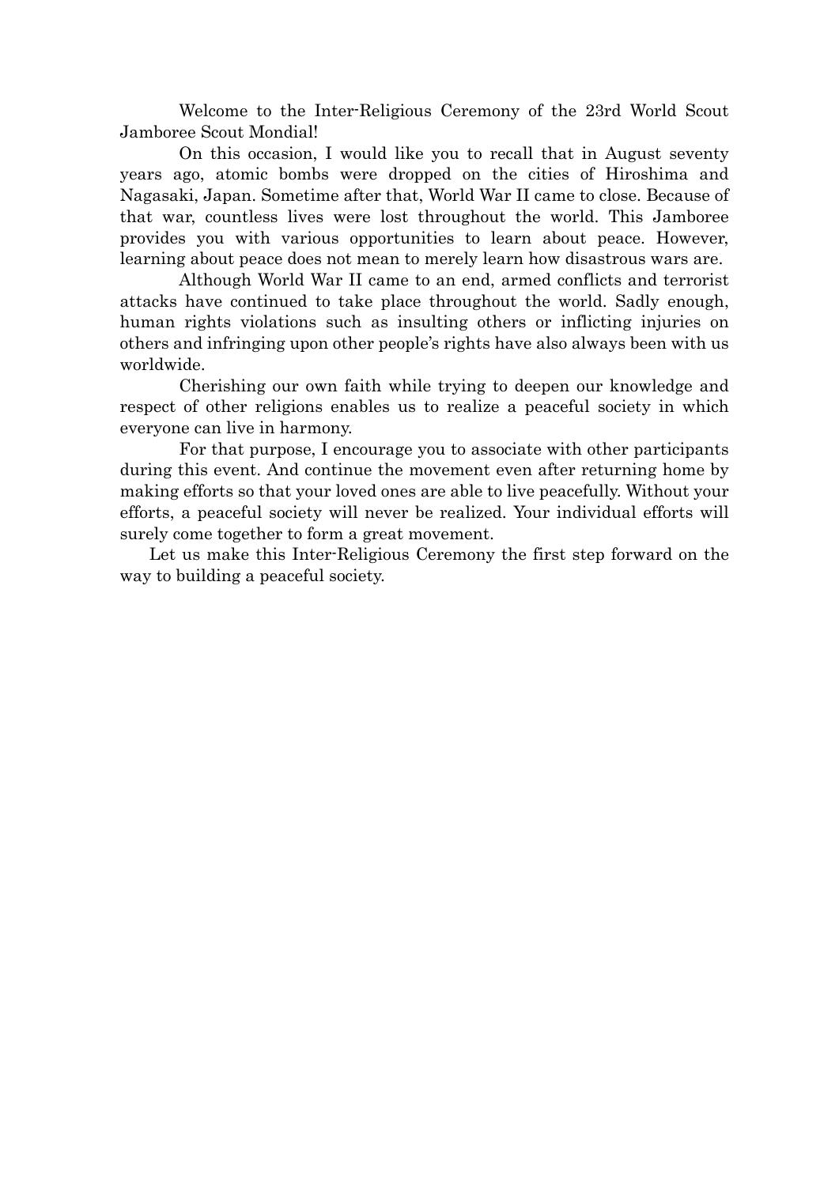Welcome to the Inter-Religious Ceremony of the 23rd World Scout Jamboree Scout Mondial!

On this occasion, I would like you to recall that in August seventy years ago, atomic bombs were dropped on the cities of Hiroshima and Nagasaki, Japan. Sometime after that, World War II came to close. Because of that war, countless lives were lost throughout the world. This Jamboree provides you with various opportunities to learn about peace. However, learning about peace does not mean to merely learn how disastrous wars are.

Although World War II came to an end, armed conflicts and terrorist attacks have continued to take place throughout the world. Sadly enough, human rights violations such as insulting others or inflicting injuries on others and infringing upon other people's rights have also always been with us worldwide.

Cherishing our own faith while trying to deepen our knowledge and respect of other religions enables us to realize a peaceful society in which everyone can live in harmony.

For that purpose, I encourage you to associate with other participants during this event. And continue the movement even after returning home by making efforts so that your loved ones are able to live peacefully. Without your efforts, a peaceful society will never be realized. Your individual efforts will surely come together to form a great movement.

Let us make this Inter-Religious Ceremony the first step forward on the way to building a peaceful society.